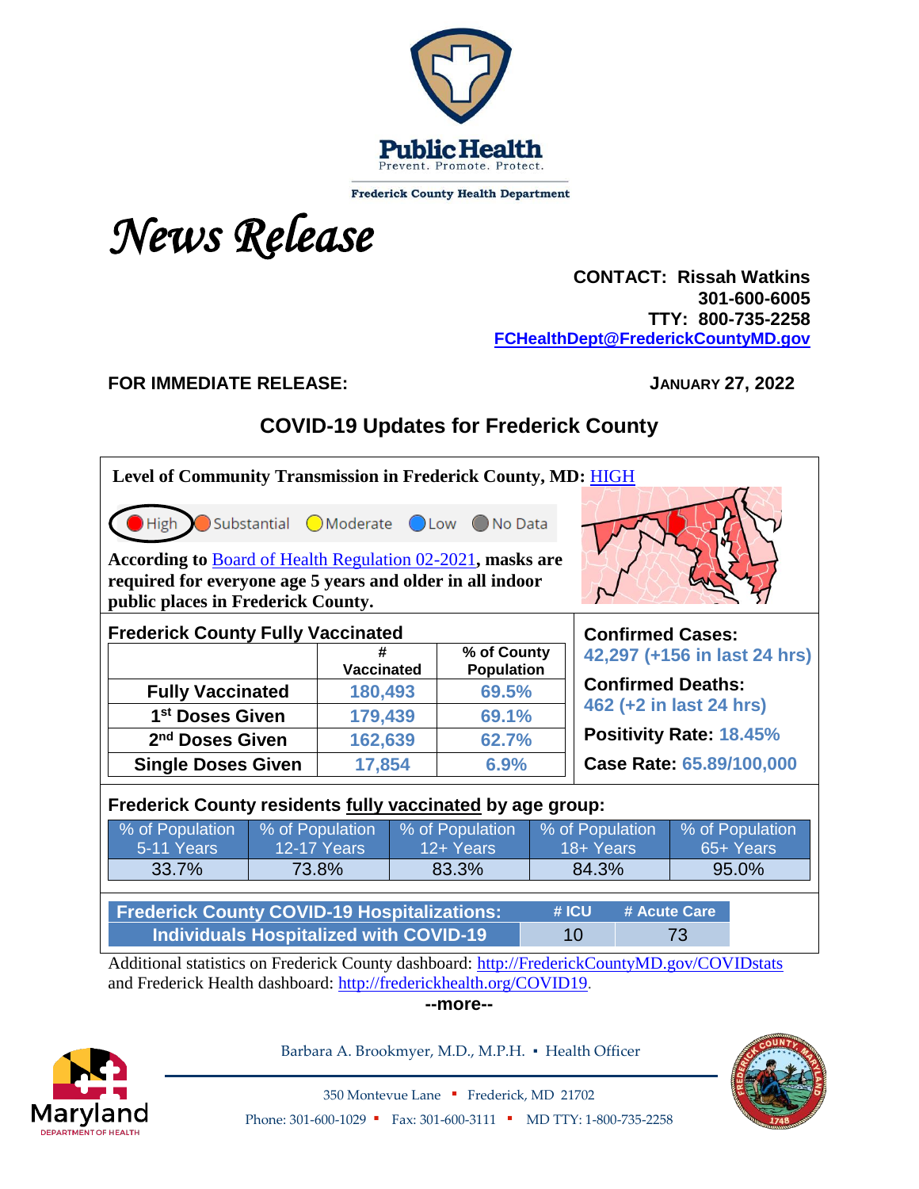Public Health
Prevent. Promote. Protect.

Frederick County Health Department

# *News Release*

**CONTACT: Rissah Watkins**
**301-600-6005**
**TTY: 800-735-2258**
**FCHealthDept@FrederickCountyMD.gov**

**FOR IMMEDIATE RELEASE:** **JANUARY 27, 2022**

## COVID-19 Updates for Frederick County

**Level of Community Transmission in Frederick County, MD:** HIGH

High | Substantial | Moderate | Low | No Data

**According to** Board of Health Regulation 02-2021**, masks are required for everyone age 5 years and older in all indoor public places in Frederick County.**

**Frederick County Fully Vaccinated**

| | # Vaccinated | % of County Population |
|---|---|---|
| **Fully Vaccinated** | 180,493 | 69.5% |
| **1st Doses Given** | 179,439 | 69.1% |
| **2nd Doses Given** | 162,639 | 62.7% |
| **Single Doses Given** | 17,854 | 6.9% |

**Confirmed Cases:** 42,297 (+156 in last 24 hrs)

**Confirmed Deaths:** 462 (+2 in last 24 hrs)

**Positivity Rate:** 18.45%

**Case Rate:** 65.89/100,000

**Frederick County residents fully vaccinated by age group:**

| % of Population 5-11 Years | % of Population 12-17 Years | % of Population 12+ Years | % of Population 18+ Years | % of Population 65+ Years |
|---|---|---|---|---|
| 33.7% | 73.8% | 83.3% | 84.3% | 95.0% |

| Frederick County COVID-19 Hospitalizations: | # ICU | # Acute Care |
|---|---|---|
| Individuals Hospitalized with COVID-19 | 10 | 73 |

Additional statistics on Frederick County dashboard: http://FrederickCountyMD.gov/COVIDstats and Frederick Health dashboard: http://frederickhealth.org/COVID19.

**--more--**

Barbara A. Brookmyer, M.D., M.P.H. ▪ Health Officer

350 Montevue Lane ▪ Frederick, MD 21702

Phone: 301-600-1029 ▪ Fax: 301-600-3111 ▪ MD TTY: 1-800-735-2258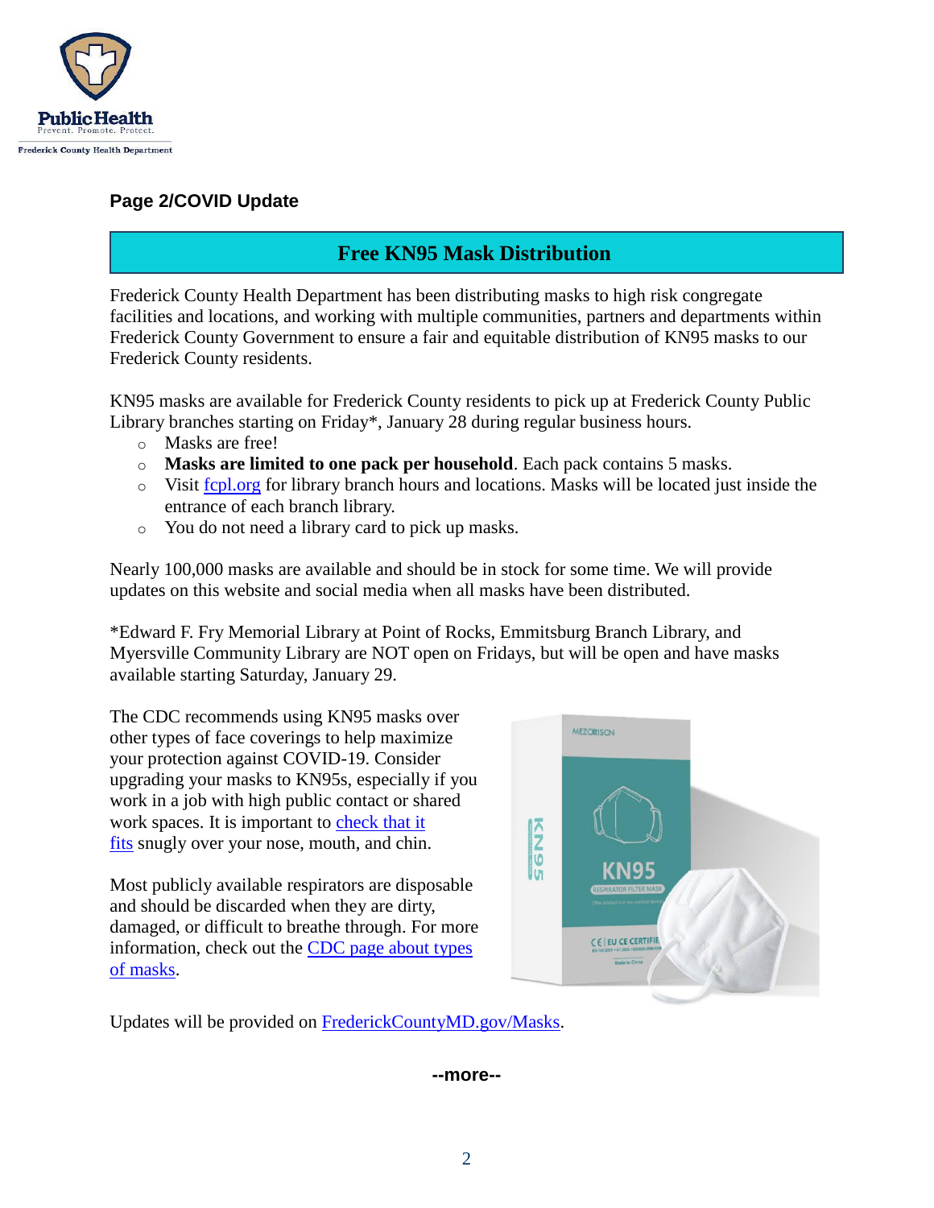**Page 2/COVID Update**

## Free KN95 Mask Distribution

Frederick County Health Department has been distributing masks to high risk congregate facilities and locations, and working with multiple communities, partners and departments within Frederick County Government to ensure a fair and equitable distribution of KN95 masks to our Frederick County residents.

KN95 masks are available for Frederick County residents to pick up at Frederick County Public Library branches starting on Friday*, January 28 during regular business hours.

- Masks are free!
- **Masks are limited to one pack per household**. Each pack contains 5 masks.
- Visit [fcpl.org](fcpl.org) for library branch hours and locations. Masks will be located just inside the entrance of each branch library.
- You do not need a library card to pick up masks.

Nearly 100,000 masks are available and should be in stock for some time. We will provide updates on this website and social media when all masks have been distributed.

*Edward F. Fry Memorial Library at Point of Rocks, Emmitsburg Branch Library, and Myersville Community Library are NOT open on Fridays, but will be open and have masks available starting Saturday, January 29.

The CDC recommends using KN95 masks over other types of face coverings to help maximize your protection against COVID-19. Consider upgrading your masks to KN95s, especially if you work in a job with high public contact or shared work spaces. It is important to check that it fits snugly over your nose, mouth, and chin.

Most publicly available respirators are disposable and should be discarded when they are dirty, damaged, or difficult to breathe through. For more information, check out the CDC page about types of masks.

Updates will be provided on FrederickCountyMD.gov/Masks.

**--more--**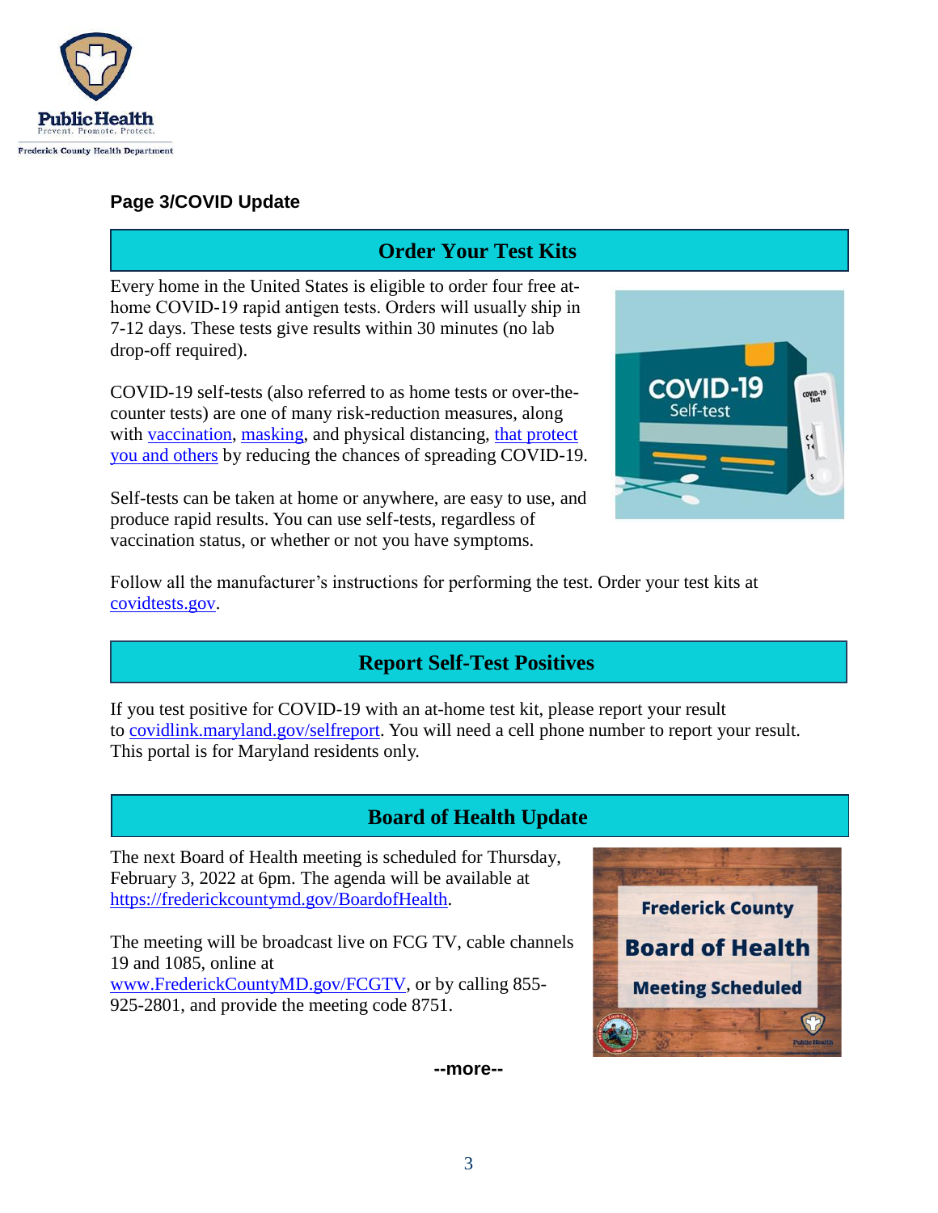**Page 3/COVID Update**

## Order Your Test Kits

Every home in the United States is eligible to order four free at-home COVID-19 rapid antigen tests. Orders will usually ship in 7-12 days. These tests give results within 30 minutes (no lab drop-off required).

COVID-19 self-tests (also referred to as home tests or over-the-counter tests) are one of many risk-reduction measures, along with vaccination, masking, and physical distancing, that protect you and others by reducing the chances of spreading COVID-19.

Self-tests can be taken at home or anywhere, are easy to use, and produce rapid results. You can use self-tests, regardless of vaccination status, or whether or not you have symptoms.

Follow all the manufacturer's instructions for performing the test. Order your test kits at covidtests.gov.

## Report Self-Test Positives

If you test positive for COVID-19 with an at-home test kit, please report your result to covidlink.maryland.gov/selfreport. You will need a cell phone number to report your result. This portal is for Maryland residents only.

## Board of Health Update

The next Board of Health meeting is scheduled for Thursday, February 3, 2022 at 6pm. The agenda will be available at https://frederickcountymd.gov/BoardofHealth.

The meeting will be broadcast live on FCG TV, cable channels 19 and 1085, online at www.FrederickCountyMD.gov/FCGTV, or by calling 855-925-2801, and provide the meeting code 8751.

--more--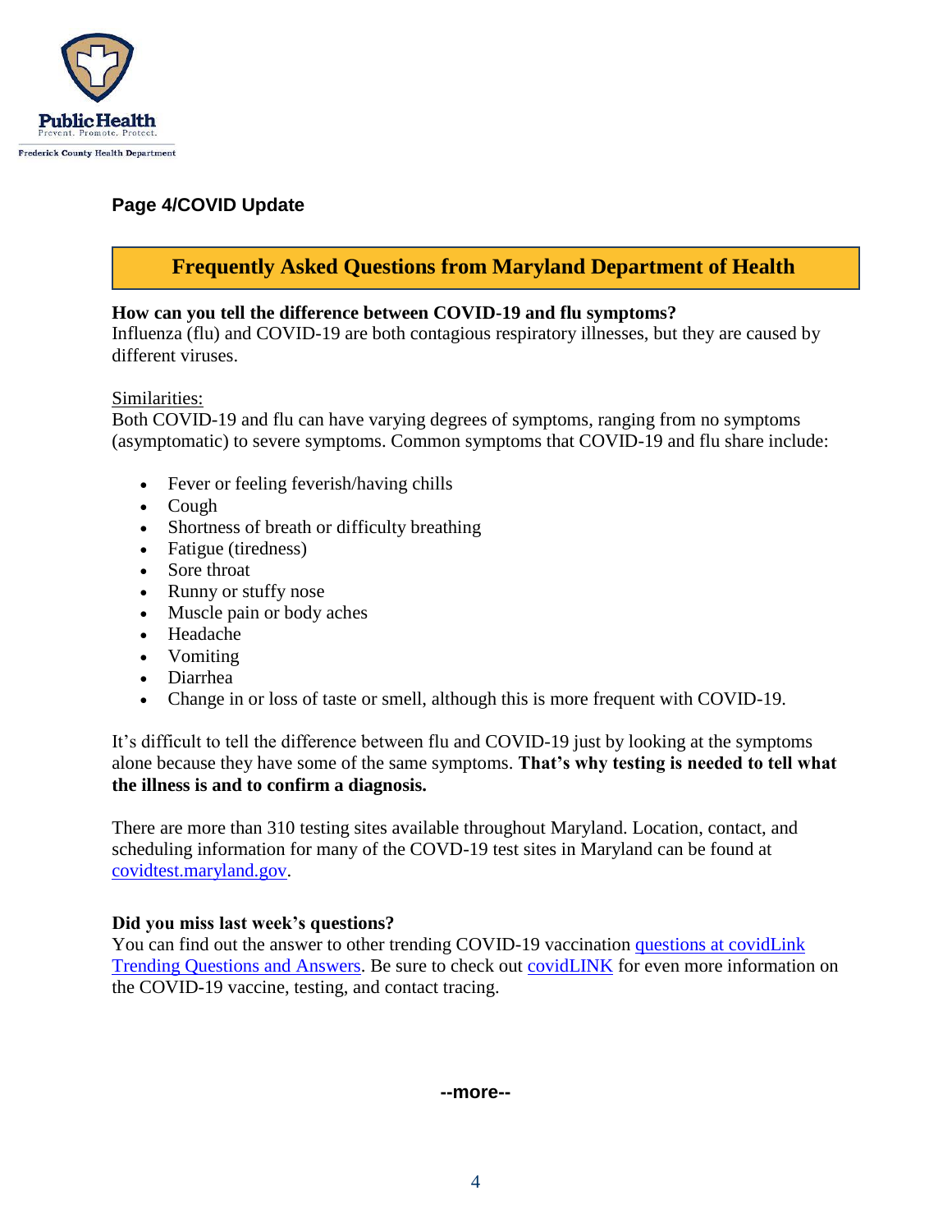**Page 4/COVID Update**

## Frequently Asked Questions from Maryland Department of Health

**How can you tell the difference between COVID-19 and flu symptoms?**
Influenza (flu) and COVID-19 are both contagious respiratory illnesses, but they are caused by different viruses.

Similarities:
Both COVID-19 and flu can have varying degrees of symptoms, ranging from no symptoms (asymptomatic) to severe symptoms. Common symptoms that COVID-19 and flu share include:

- Fever or feeling feverish/having chills
- Cough
- Shortness of breath or difficulty breathing
- Fatigue (tiredness)
- Sore throat
- Runny or stuffy nose
- Muscle pain or body aches
- Headache
- Vomiting
- Diarrhea
- Change in or loss of taste or smell, although this is more frequent with COVID-19.

It's difficult to tell the difference between flu and COVID-19 just by looking at the symptoms alone because they have some of the same symptoms. **That's why testing is needed to tell what the illness is and to confirm a diagnosis.**

There are more than 310 testing sites available throughout Maryland. Location, contact, and scheduling information for many of the COVD-19 test sites in Maryland can be found at covidtest.maryland.gov.

**Did you miss last week's questions?**
You can find out the answer to other trending COVID-19 vaccination questions at covidLink Trending Questions and Answers. Be sure to check out covidLINK for even more information on the COVID-19 vaccine, testing, and contact tracing.

**--more--**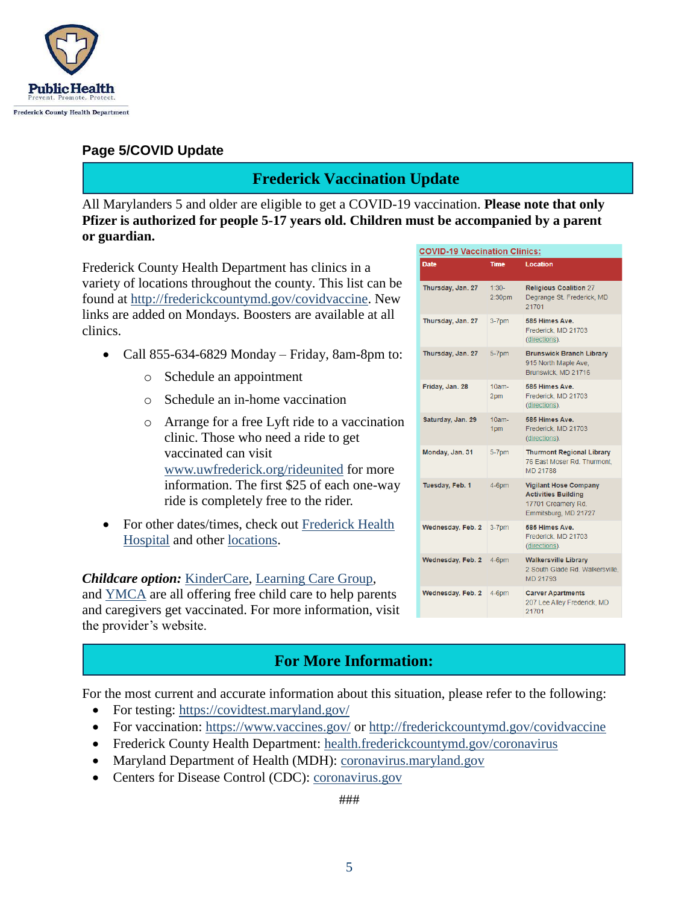## Page 5/COVID Update

## Frederick Vaccination Update

All Marylanders 5 and older are eligible to get a COVID-19 vaccination. **Please note that only Pfizer is authorized for people 5-17 years old. Children must be accompanied by a parent or guardian.**

Frederick County Health Department has clinics in a variety of locations throughout the county. This list can be found at http://frederickcountymd.gov/covidvaccine. New links are added on Mondays. Boosters are available at all clinics.

- Call 855-634-6829 Monday – Friday, 8am-8pm to:
  - Schedule an appointment
  - Schedule an in-home vaccination
  - Arrange for a free Lyft ride to a vaccination clinic. Those who need a ride to get vaccinated can visit www.uwfrederick.org/rideunited for more information. The first $25 of each one-way ride is completely free to the rider.
- For other dates/times, check out Frederick Health Hospital and other locations.

***Childcare option:*** KinderCare, Learning Care Group, and YMCA are all offering free child care to help parents and caregivers get vaccinated. For more information, visit the provider's website.

**COVID-19 Vaccination Clinics:**

| Date | Time | Location |
|---|---|---|
| Thursday, Jan. 27 | 1:30-2:30pm | **Religious Coalition** 27 Degrange St. Frederick, MD 21701 |
| Thursday, Jan. 27 | 3-7pm | **585 Himes Ave.** Frederick, MD 21703 (directions). |
| Thursday, Jan. 27 | 5-7pm | **Brunswick Branch Library** 915 North Maple Ave, Brunswick, MD 21716 |
| Friday, Jan. 28 | 10am-2pm | **585 Himes Ave.** Frederick, MD 21703 (directions). |
| Saturday, Jan. 29 | 10am-1pm | **585 Himes Ave.** Frederick, MD 21703 (directions). |
| Monday, Jan. 31 | 5-7pm | **Thurmont Regional Library** 76 East Moser Rd. Thurmont, MD 21788 |
| Tuesday, Feb. 1 | 4-6pm | **Vigilant Hose Company Activities Building** 17701 Creamery Rd. Emmitsburg, MD 21727 |
| Wednesday, Feb. 2 | 3-7pm | **585 Himes Ave.** Frederick, MD 21703 (directions). |
| Wednesday, Feb. 2 | 4-6pm | **Walkersville Library** 2 South Glade Rd. Walkersville, MD 21793 |
| Wednesday, Feb. 2 | 4-6pm | **Carver Apartments** 207 Lee Alley Frederick, MD 21701 |

## For More Information:

For the most current and accurate information about this situation, please refer to the following:

- For testing: https://covidtest.maryland.gov/
- For vaccination: https://www.vaccines.gov/ or http://frederickcountymd.gov/covidvaccine
- Frederick County Health Department: health.frederickcountymd.gov/coronavirus
- Maryland Department of Health (MDH): coronavirus.maryland.gov
- Centers for Disease Control (CDC): coronavirus.gov

###